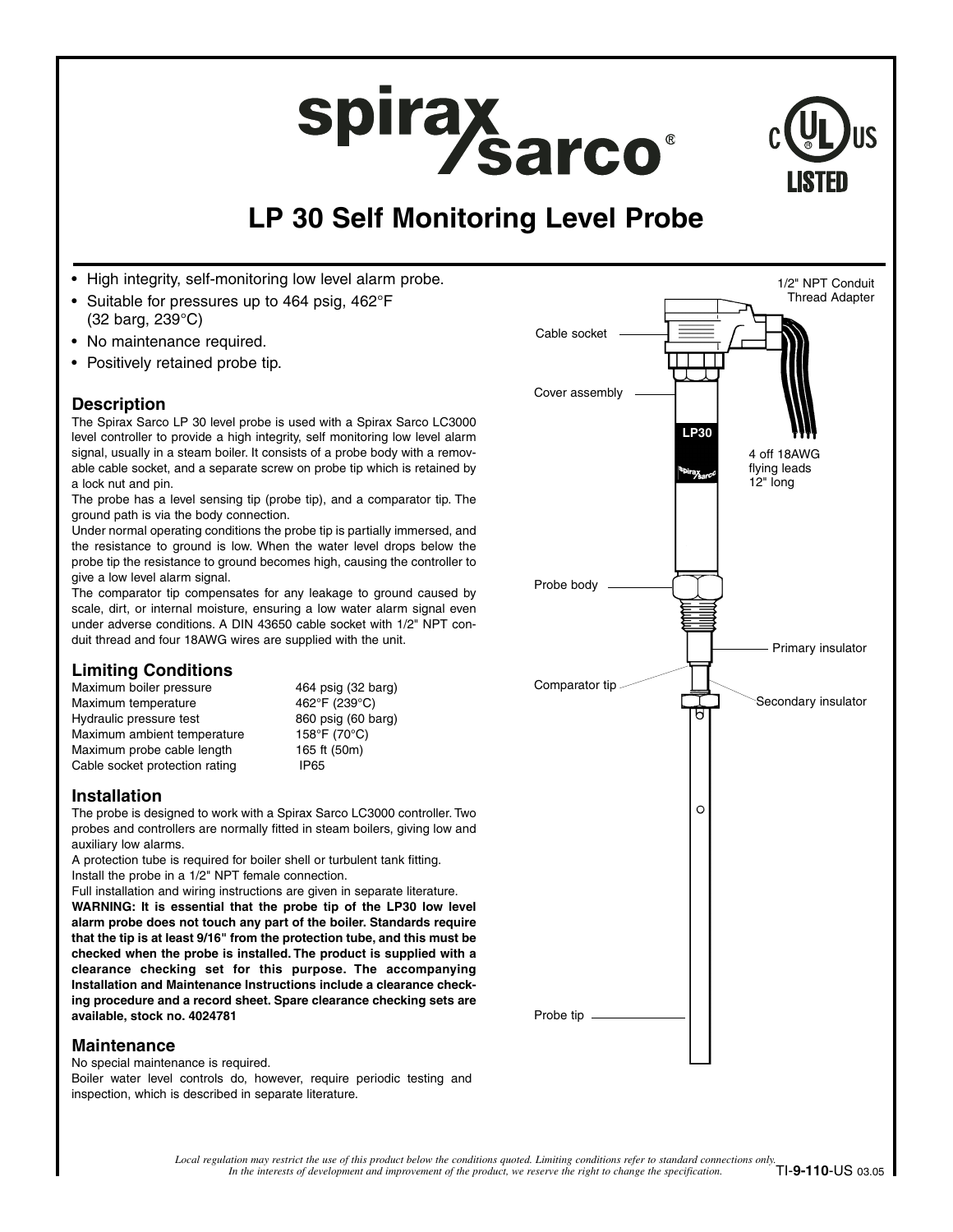# LP 30 Self Monitoring Level Probe

- High integrity, self-monitoring low level alarm probe.
- Suitable for pressures up to 464 psig, 462°F (32 barg, 239°C)
- No maintenance required.
- Positively retained probe tip.

## Description

The Spirax Sarco LP 30 level probe is used with a Spirax Sarco LC3000 level controller to provide a high integrity, self monitoring low level alarm signal, usually in a steam boiler. It consists of a probe body with a removable cable socket, and a separate screw on probe tip which is retained by a lock nut and pin.

The probe has a level sensing tip (probe tip), and a comparator tip. The ground path is via the body connection.

Under normal operating conditions the probe tip is partially immersed, and the resistance to ground is low. When the water level drops below the probe tip the resistance to ground becomes high, causing the controller to give a low level alarm signal.

The comparator tip compensates for any leakage to ground caused by scale, dirt, or internal moisture, ensuring a low water alarm signal even under adverse conditions. A DIN 43650 cable socket with 1/2" NPT conduit thread and four 18AWG wires are supplied with the unit.

## Limiting Conditions

| | |
|---|---|
| Maximum boiler pressure | 464 psig (32 barg) |
| Maximum temperature | 462°F (239°C) |
| Hydraulic pressure test | 860 psig (60 barg) |
| Maximum ambient temperature | 158°F (70°C) |
| Maximum probe cable length | 165 ft (50m) |
| Cable socket protection rating | IP65 |

## Installation

The probe is designed to work with a Spirax Sarco LC3000 controller. Two probes and controllers are normally fitted in steam boilers, giving low and auxiliary low alarms.

A protection tube is required for boiler shell or turbulent tank fitting.

Install the probe in a 1/2" NPT female connection.

Full installation and wiring instructions are given in separate literature.

**WARNING: It is essential that the probe tip of the LP30 low level alarm probe does not touch any part of the boiler. Standards require that the tip is at least 9/16" from the protection tube, and this must be checked when the probe is installed. The product is supplied with a clearance checking set for this purpose. The accompanying Installation and Maintenance Instructions include a clearance checking procedure and a record sheet. Spare clearance checking sets are available, stock no. 4024781**

## Maintenance

No special maintenance is required.

Boiler water level controls do, however, require periodic testing and inspection, which is described in separate literature.

1/2" NPT Conduit Thread Adapter

Cable socket

Cover assembly

4 off 18AWG flying leads 12" long

Probe body

Primary insulator

Comparator tip

Secondary insulator

Probe tip

*Local regulation may restrict the use of this product below the conditions quoted. Limiting conditions refer to standard connections only.*
*In the interests of development and improvement of the product, we reserve the right to change the specification.*

TI-9-110-US 03.05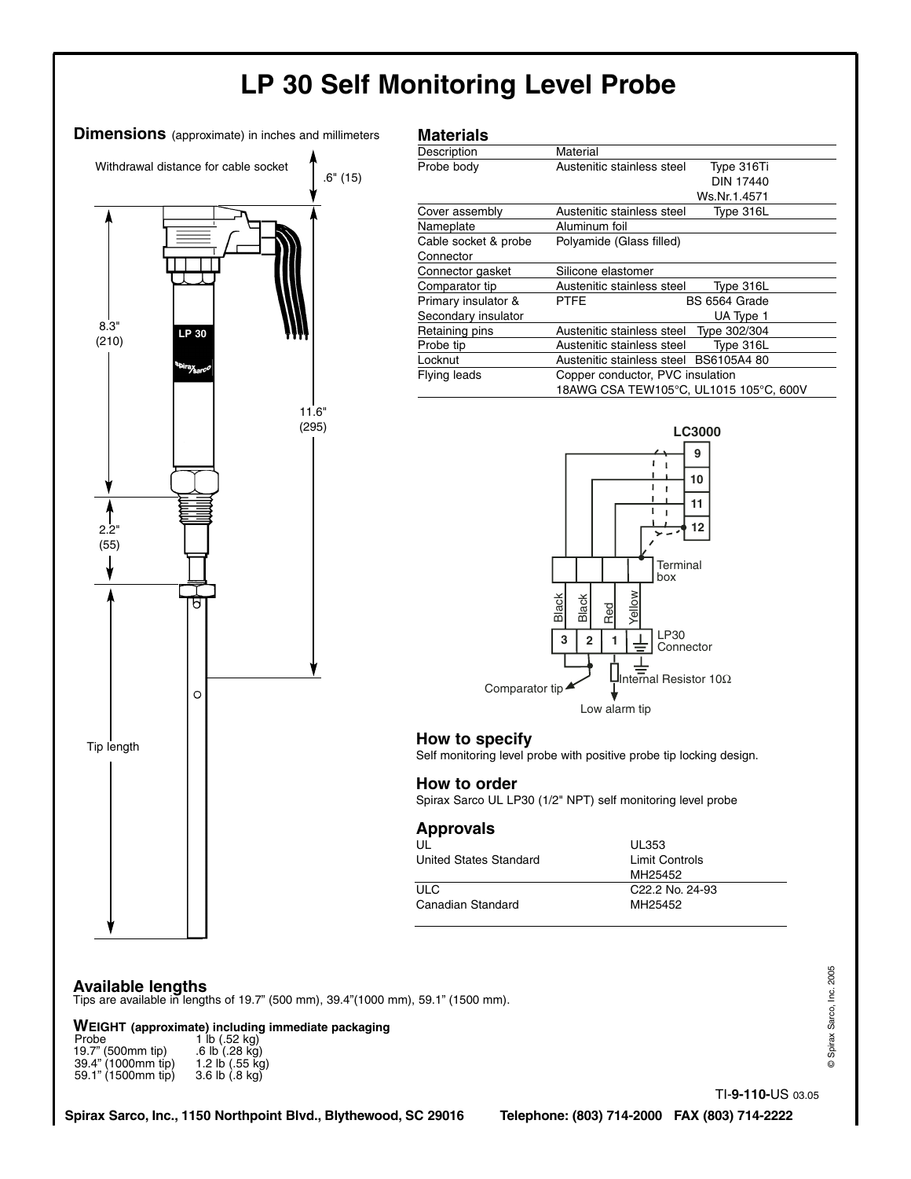# LP 30 Self Monitoring Level Probe

## Dimensions (approximate) in inches and millimeters

Withdrawal distance for cable socket

.6" (15)

8.3" (210)

11.6" (295)

2.2" (55)

Tip length

LP 30

## Materials

| Description | Material |
|---|---|
| Probe body | Austenitic stainless steel Type 316Ti DIN 17440 Ws.Nr.1.4571 |
| Cover assembly | Austenitic stainless steel Type 316L |
| Nameplate | Aluminum foil |
| Cable socket & probe Connector | Polyamide (Glass filled) |
| Connector gasket | Silicone elastomer |
| Comparator tip | Austenitic stainless steel Type 316L |
| Primary insulator & Secondary insulator | PTFE BS 6564 Grade UA Type 1 |
| Retaining pins | Austenitic stainless steel Type 302/304 |
| Probe tip | Austenitic stainless steel Type 316L |
| Locknut | Austenitic stainless steel BS6105A4 80 |
| Flying leads | Copper conductor, PVC insulation 18AWG CSA TEW105°C, UL1015 105°C, 600V |

LC3000

9

10

11

12

Terminal box

Black Black Red Yellow

3 2 1

LP30 Connector

Comparator tip

Internal Resistor 10Ω

Low alarm tip

## How to specify

Self monitoring level probe with positive probe tip locking design.

## How to order

Spirax Sarco UL LP30 (1/2" NPT) self monitoring level probe

## Approvals

| | |
|---|---|
| UL United States Standard | UL353 Limit Controls MH25452 |
| ULC Canadian Standard | C22.2 No. 24-93 MH25452 |

## Available lengths

Tips are available in lengths of 19.7" (500 mm), 39.4"(1000 mm), 59.1" (1500 mm).

## WEIGHT (approximate) including immediate packaging

| | |
|---|---|
| Probe | 1 lb (.52 kg) |
| 19.7" (500mm tip) | .6 lb (.28 kg) |
| 39.4" (1000mm tip) | 1.2 lb (.55 kg) |
| 59.1" (1500mm tip) | 3.6 lb (.8 kg) |

© Spirax Sarco, Inc. 2005

TI-9-110-US 03.05

Spirax Sarco, Inc., 1150 Northpoint Blvd., Blythewood, SC 29016 Telephone: (803) 714-2000 FAX (803) 714-2222